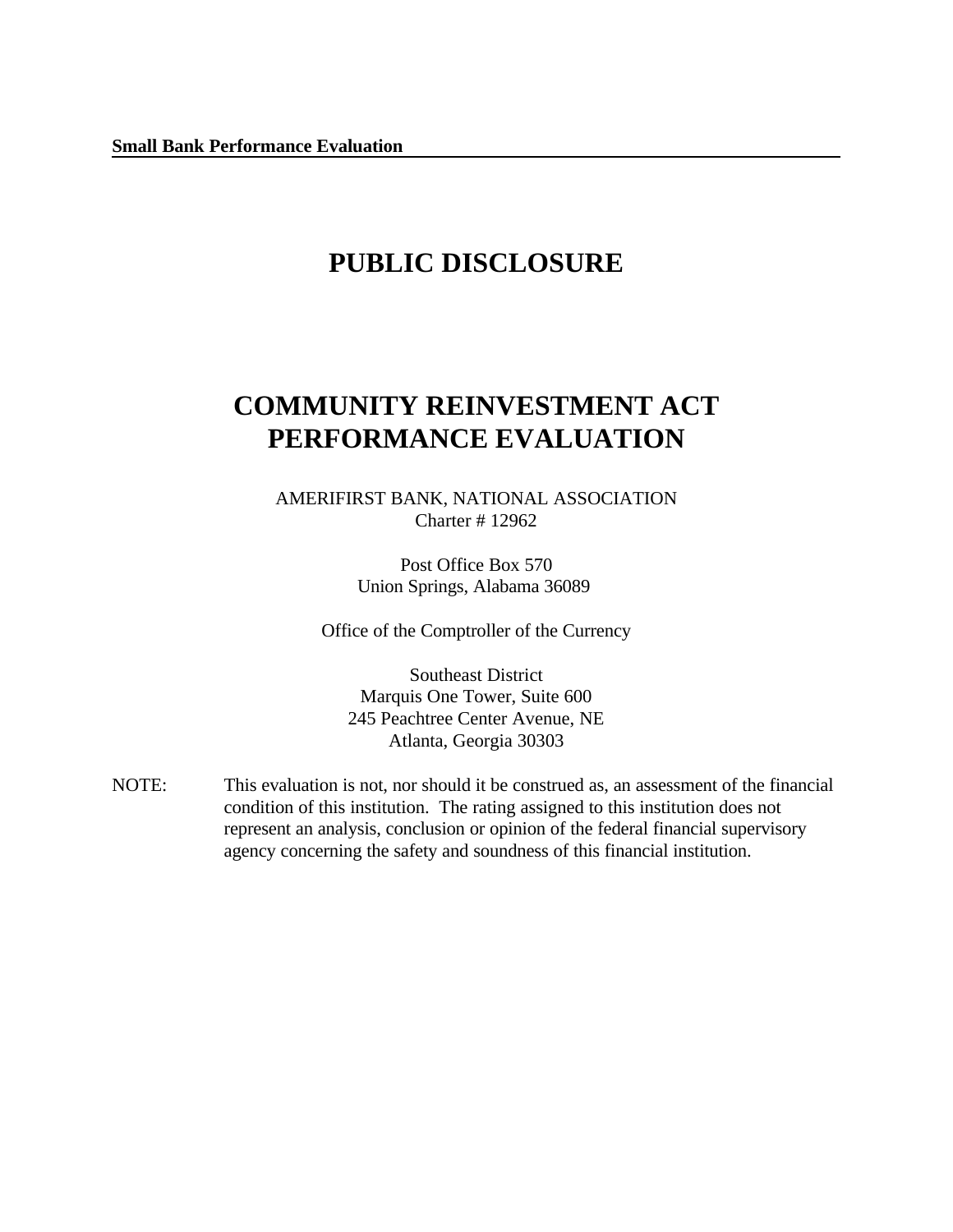**Small Bank Performance Evaluation**

# PUBLIC DISCLOSURE

# COMMUNITY REINVESTMENT ACT PERFORMANCE EVALUATION

AMERIFIRST BANK, NATIONAL ASSOCIATION
Charter # 12962

Post Office Box 570
Union Springs, Alabama 36089

Office of the Comptroller of the Currency

Southeast District
Marquis One Tower, Suite 600
245 Peachtree Center Avenue, NE
Atlanta, Georgia 30303

NOTE: This evaluation is not, nor should it be construed as, an assessment of the financial condition of this institution. The rating assigned to this institution does not represent an analysis, conclusion or opinion of the federal financial supervisory agency concerning the safety and soundness of this financial institution.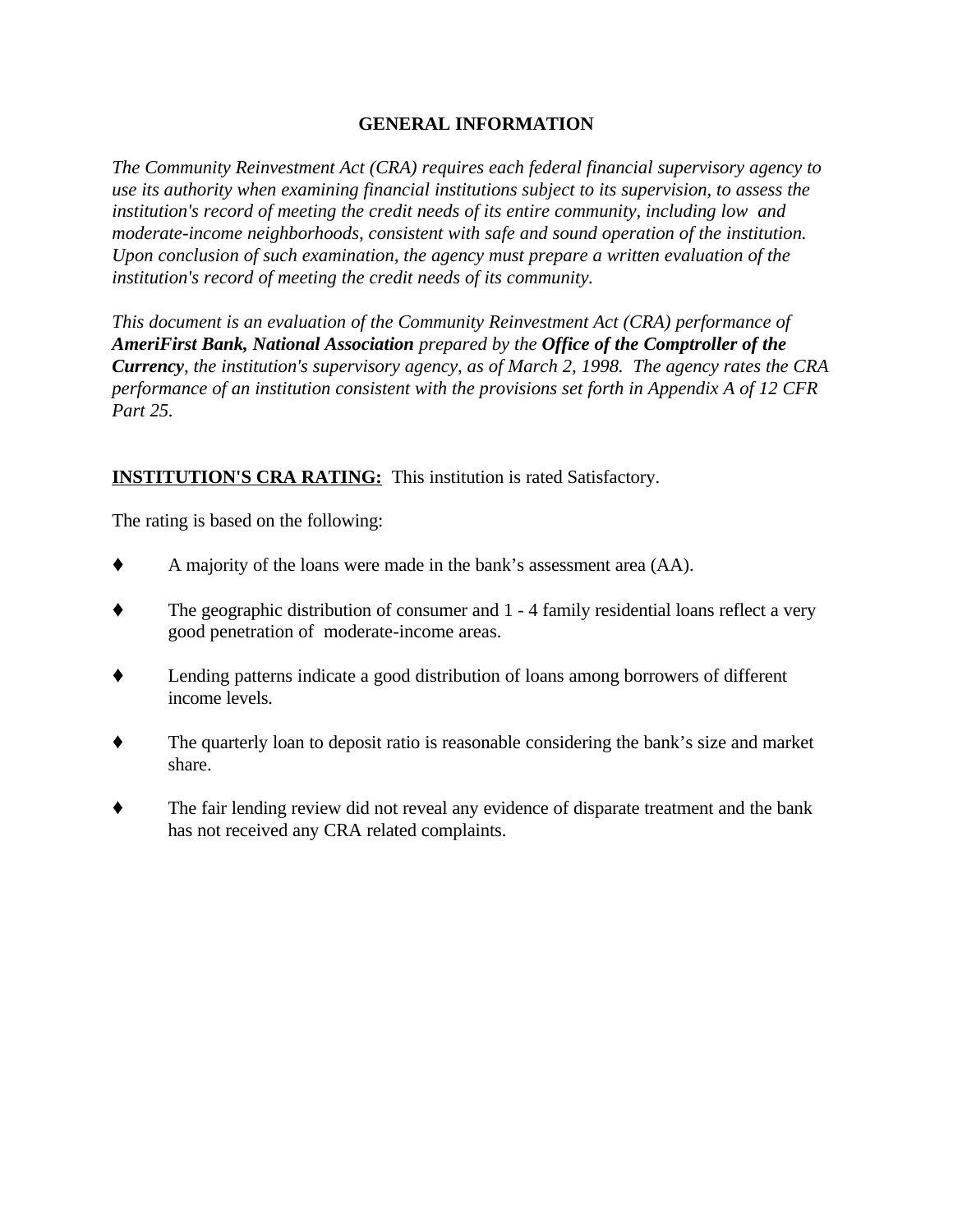## GENERAL INFORMATION

*The Community Reinvestment Act (CRA) requires each federal financial supervisory agency to use its authority when examining financial institutions subject to its supervision, to assess the institution's record of meeting the credit needs of its entire community, including low and moderate-income neighborhoods, consistent with safe and sound operation of the institution. Upon conclusion of such examination, the agency must prepare a written evaluation of the institution's record of meeting the credit needs of its community.*

*This document is an evaluation of the Community Reinvestment Act (CRA) performance of **AmeriFirst Bank, National Association** prepared by the **Office of the Comptroller of the Currency**, the institution's supervisory agency, as of March 2, 1998. The agency rates the CRA performance of an institution consistent with the provisions set forth in Appendix A of 12 CFR Part 25.*

**INSTITUTION'S CRA RATING:** This institution is rated Satisfactory.

The rating is based on the following:

- A majority of the loans were made in the bank's assessment area (AA).
- The geographic distribution of consumer and 1 - 4 family residential loans reflect a very good penetration of moderate-income areas.
- Lending patterns indicate a good distribution of loans among borrowers of different income levels.
- The quarterly loan to deposit ratio is reasonable considering the bank's size and market share.
- The fair lending review did not reveal any evidence of disparate treatment and the bank has not received any CRA related complaints.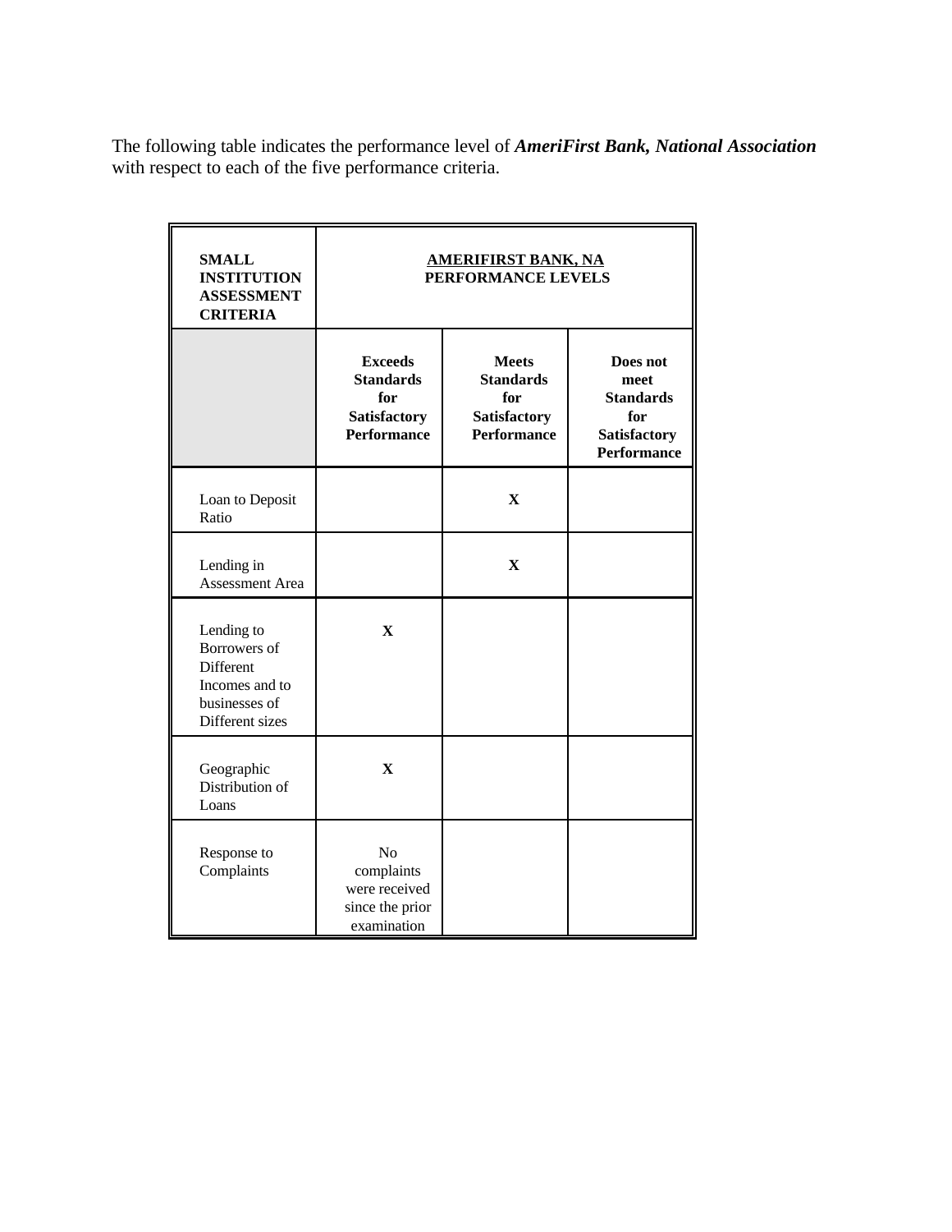The following table indicates the performance level of ***AmeriFirst Bank, National Association*** with respect to each of the five performance criteria.

| **SMALL INSTITUTION ASSESSMENT CRITERIA** | **AMERIFIRST BANK, NA PERFORMANCE LEVELS** | | |
|---|---|---|---|
| | **Exceeds Standards for Satisfactory Performance** | **Meets Standards for Satisfactory Performance** | **Does not meet Standards for Satisfactory Performance** |
| Loan to Deposit Ratio | | **X** | |
| Lending in Assessment Area | | **X** | |
| Lending to Borrowers of Different Incomes and to businesses of Different sizes | **X** | | |
| Geographic Distribution of Loans | **X** | | |
| Response to Complaints | No complaints were received since the prior examination | | |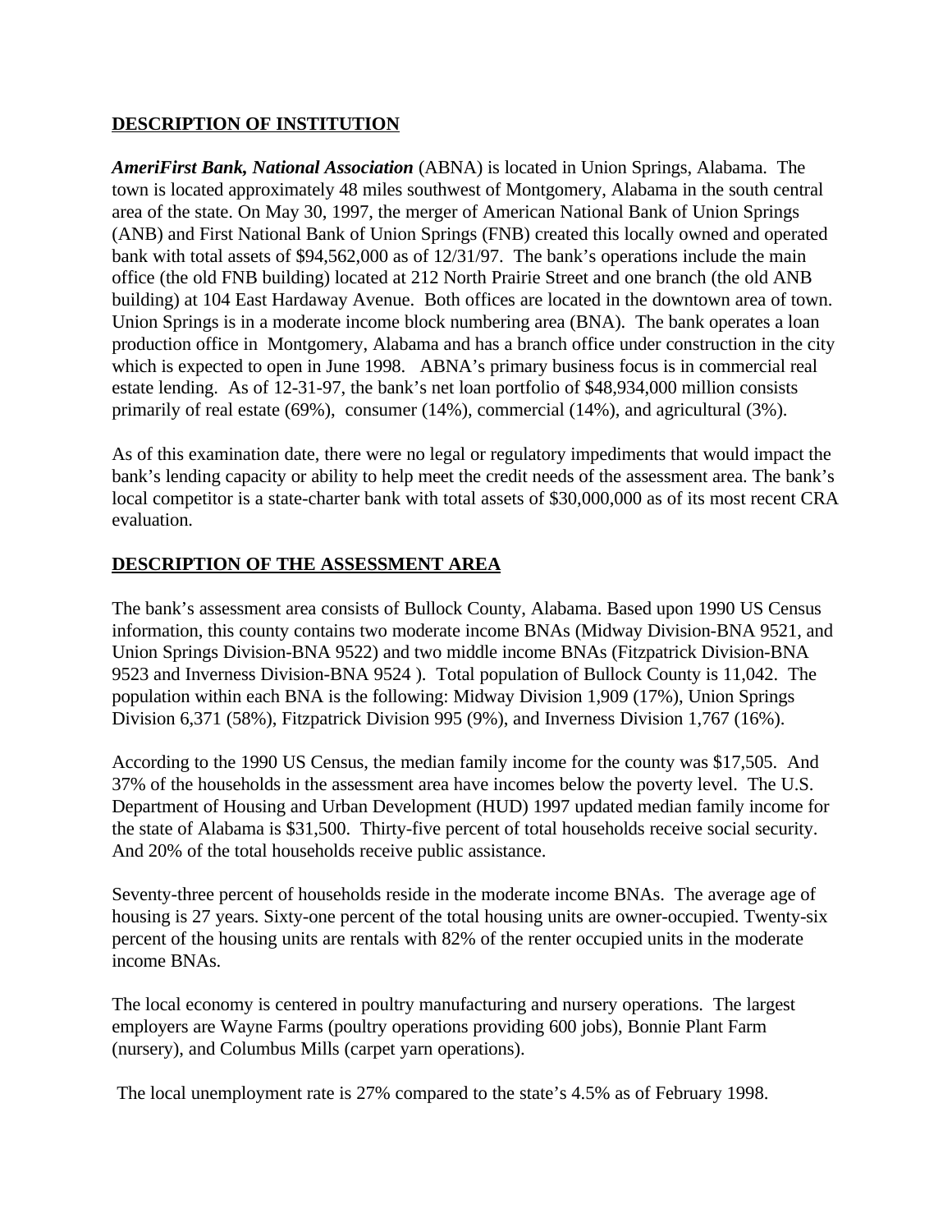## DESCRIPTION OF INSTITUTION

***AmeriFirst Bank, National Association*** (ABNA) is located in Union Springs, Alabama. The town is located approximately 48 miles southwest of Montgomery, Alabama in the south central area of the state. On May 30, 1997, the merger of American National Bank of Union Springs (ANB) and First National Bank of Union Springs (FNB) created this locally owned and operated bank with total assets of $94,562,000 as of 12/31/97. The bank's operations include the main office (the old FNB building) located at 212 North Prairie Street and one branch (the old ANB building) at 104 East Hardaway Avenue. Both offices are located in the downtown area of town. Union Springs is in a moderate income block numbering area (BNA). The bank operates a loan production office in Montgomery, Alabama and has a branch office under construction in the city which is expected to open in June 1998. ABNA's primary business focus is in commercial real estate lending. As of 12-31-97, the bank's net loan portfolio of $48,934,000 million consists primarily of real estate (69%), consumer (14%), commercial (14%), and agricultural (3%).

As of this examination date, there were no legal or regulatory impediments that would impact the bank's lending capacity or ability to help meet the credit needs of the assessment area. The bank's local competitor is a state-charter bank with total assets of $30,000,000 as of its most recent CRA evaluation.

## DESCRIPTION OF THE ASSESSMENT AREA

The bank's assessment area consists of Bullock County, Alabama. Based upon 1990 US Census information, this county contains two moderate income BNAs (Midway Division-BNA 9521, and Union Springs Division-BNA 9522) and two middle income BNAs (Fitzpatrick Division-BNA 9523 and Inverness Division-BNA 9524 ). Total population of Bullock County is 11,042. The population within each BNA is the following: Midway Division 1,909 (17%), Union Springs Division 6,371 (58%), Fitzpatrick Division 995 (9%), and Inverness Division 1,767 (16%).

According to the 1990 US Census, the median family income for the county was $17,505. And 37% of the households in the assessment area have incomes below the poverty level. The U.S. Department of Housing and Urban Development (HUD) 1997 updated median family income for the state of Alabama is $31,500. Thirty-five percent of total households receive social security. And 20% of the total households receive public assistance.

Seventy-three percent of households reside in the moderate income BNAs. The average age of housing is 27 years. Sixty-one percent of the total housing units are owner-occupied. Twenty-six percent of the housing units are rentals with 82% of the renter occupied units in the moderate income BNAs.

The local economy is centered in poultry manufacturing and nursery operations. The largest employers are Wayne Farms (poultry operations providing 600 jobs), Bonnie Plant Farm (nursery), and Columbus Mills (carpet yarn operations).

The local unemployment rate is 27% compared to the state's 4.5% as of February 1998.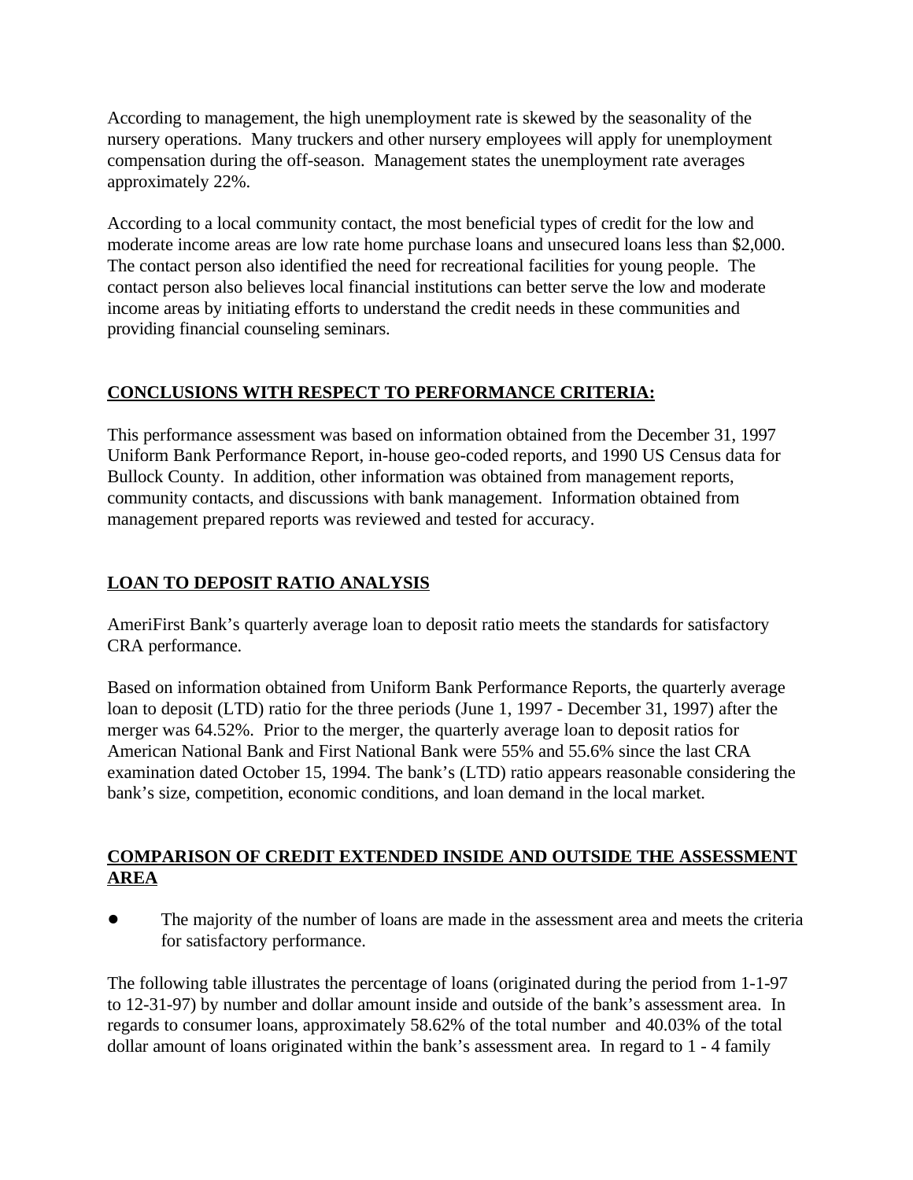According to management, the high unemployment rate is skewed by the seasonality of the nursery operations. Many truckers and other nursery employees will apply for unemployment compensation during the off-season. Management states the unemployment rate averages approximately 22%.

According to a local community contact, the most beneficial types of credit for the low and moderate income areas are low rate home purchase loans and unsecured loans less than $2,000. The contact person also identified the need for recreational facilities for young people. The contact person also believes local financial institutions can better serve the low and moderate income areas by initiating efforts to understand the credit needs in these communities and providing financial counseling seminars.

## CONCLUSIONS WITH RESPECT TO PERFORMANCE CRITERIA:

This performance assessment was based on information obtained from the December 31, 1997 Uniform Bank Performance Report, in-house geo-coded reports, and 1990 US Census data for Bullock County. In addition, other information was obtained from management reports, community contacts, and discussions with bank management. Information obtained from management prepared reports was reviewed and tested for accuracy.

## LOAN TO DEPOSIT RATIO ANALYSIS

AmeriFirst Bank's quarterly average loan to deposit ratio meets the standards for satisfactory CRA performance.

Based on information obtained from Uniform Bank Performance Reports, the quarterly average loan to deposit (LTD) ratio for the three periods (June 1, 1997 - December 31, 1997) after the merger was 64.52%. Prior to the merger, the quarterly average loan to deposit ratios for American National Bank and First National Bank were 55% and 55.6% since the last CRA examination dated October 15, 1994. The bank's (LTD) ratio appears reasonable considering the bank's size, competition, economic conditions, and loan demand in the local market.

## COMPARISON OF CREDIT EXTENDED INSIDE AND OUTSIDE THE ASSESSMENT AREA

- The majority of the number of loans are made in the assessment area and meets the criteria for satisfactory performance.

The following table illustrates the percentage of loans (originated during the period from 1-1-97 to 12-31-97) by number and dollar amount inside and outside of the bank's assessment area. In regards to consumer loans, approximately 58.62% of the total number and 40.03% of the total dollar amount of loans originated within the bank's assessment area. In regard to 1 - 4 family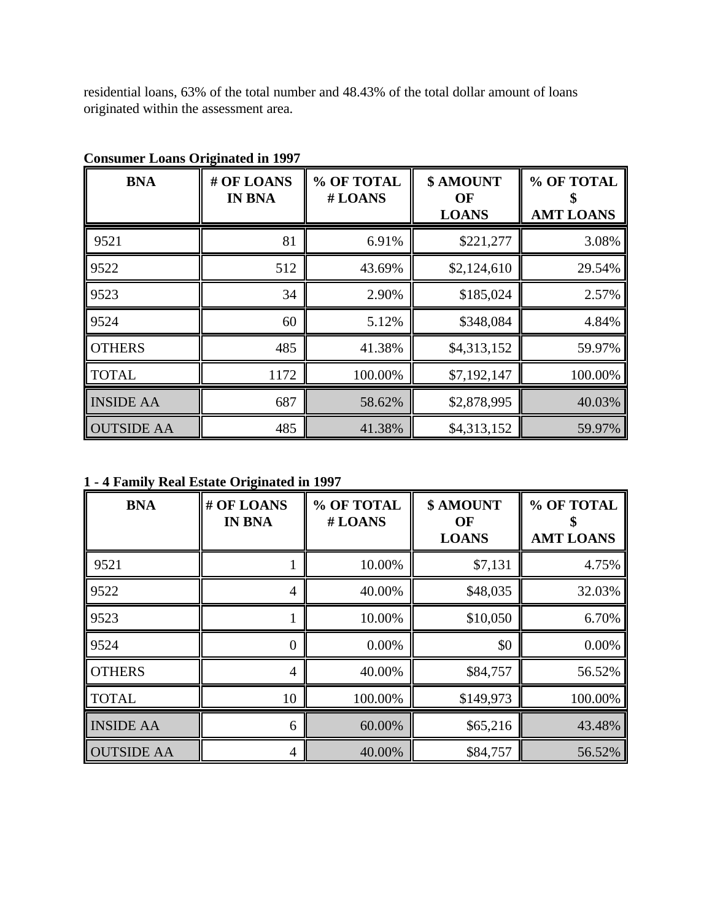residential loans, 63% of the total number and 48.43% of the total dollar amount of loans originated within the assessment area.

**Consumer Loans Originated in 1997**

| BNA | # OF LOANS IN BNA | % OF TOTAL # LOANS | $ AMOUNT OF LOANS | % OF TOTAL $ AMT LOANS |
|---|---|---|---|---|
| 9521 | 81 | 6.91% | $221,277 | 3.08% |
| 9522 | 512 | 43.69% | $2,124,610 | 29.54% |
| 9523 | 34 | 2.90% | $185,024 | 2.57% |
| 9524 | 60 | 5.12% | $348,084 | 4.84% |
| OTHERS | 485 | 41.38% | $4,313,152 | 59.97% |
| TOTAL | 1172 | 100.00% | $7,192,147 | 100.00% |
| INSIDE AA | 687 | 58.62% | $2,878,995 | 40.03% |
| OUTSIDE AA | 485 | 41.38% | $4,313,152 | 59.97% |

**1 - 4 Family Real Estate Originated in 1997**

| BNA | # OF LOANS IN BNA | % OF TOTAL # LOANS | $ AMOUNT OF LOANS | % OF TOTAL $ AMT LOANS |
|---|---|---|---|---|
| 9521 | 1 | 10.00% | $7,131 | 4.75% |
| 9522 | 4 | 40.00% | $48,035 | 32.03% |
| 9523 | 1 | 10.00% | $10,050 | 6.70% |
| 9524 | 0 | 0.00% | $0 | 0.00% |
| OTHERS | 4 | 40.00% | $84,757 | 56.52% |
| TOTAL | 10 | 100.00% | $149,973 | 100.00% |
| INSIDE AA | 6 | 60.00% | $65,216 | 43.48% |
| OUTSIDE AA | 4 | 40.00% | $84,757 | 56.52% |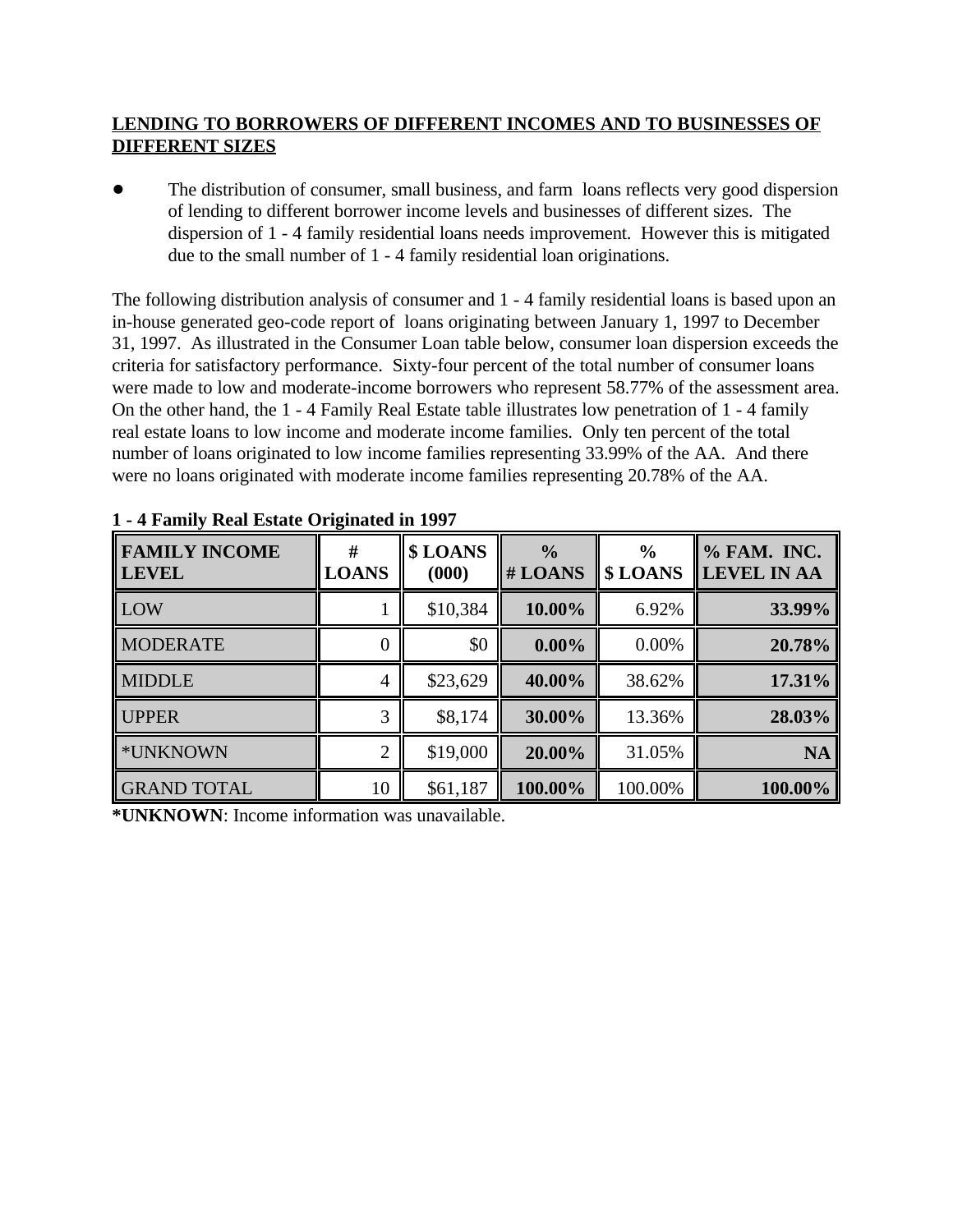## LENDING TO BORROWERS OF DIFFERENT INCOMES AND TO BUSINESSES OF DIFFERENT SIZES

- The distribution of consumer, small business, and farm loans reflects very good dispersion of lending to different borrower income levels and businesses of different sizes. The dispersion of 1 - 4 family residential loans needs improvement. However this is mitigated due to the small number of 1 - 4 family residential loan originations.

The following distribution analysis of consumer and 1 - 4 family residential loans is based upon an in-house generated geo-code report of loans originating between January 1, 1997 to December 31, 1997. As illustrated in the Consumer Loan table below, consumer loan dispersion exceeds the criteria for satisfactory performance. Sixty-four percent of the total number of consumer loans were made to low and moderate-income borrowers who represent 58.77% of the assessment area. On the other hand, the 1 - 4 Family Real Estate table illustrates low penetration of 1 - 4 family real estate loans to low income and moderate income families. Only ten percent of the total number of loans originated to low income families representing 33.99% of the AA. And there were no loans originated with moderate income families representing 20.78% of the AA.

**1 - 4 Family Real Estate Originated in 1997**

| FAMILY INCOME LEVEL | # LOANS | $ LOANS (000) | % # LOANS | % $ LOANS | % FAM. INC. LEVEL IN AA |
|---|---|---|---|---|---|
| LOW | 1 | $10,384 | **10.00%** | 6.92% | **33.99%** |
| MODERATE | 0 | $0 | **0.00%** | 0.00% | **20.78%** |
| MIDDLE | 4 | $23,629 | **40.00%** | 38.62% | **17.31%** |
| UPPER | 3 | $8,174 | **30.00%** | 13.36% | **28.03%** |
| *UNKNOWN | 2 | $19,000 | **20.00%** | 31.05% | **NA** |
| GRAND TOTAL | 10 | $61,187 | **100.00%** | 100.00% | **100.00%** |

***UNKNOWN**: Income information was unavailable.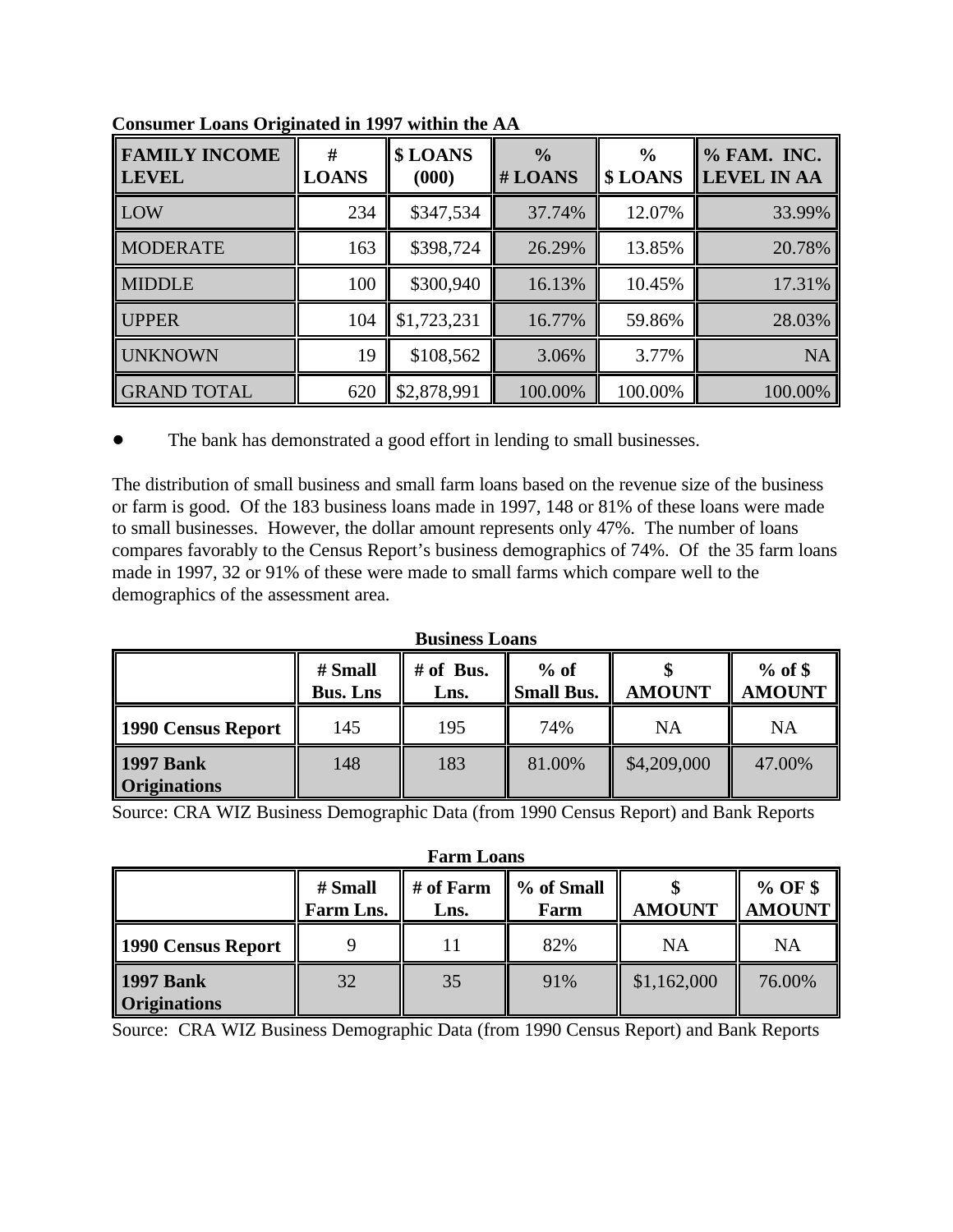**Consumer Loans Originated in 1997 within the AA**

| FAMILY INCOME LEVEL | # LOANS | $ LOANS (000) | % # LOANS | % $ LOANS | % FAM. INC. LEVEL IN AA |
|---|---|---|---|---|---|
| LOW | 234 | $347,534 | 37.74% | 12.07% | 33.99% |
| MODERATE | 163 | $398,724 | 26.29% | 13.85% | 20.78% |
| MIDDLE | 100 | $300,940 | 16.13% | 10.45% | 17.31% |
| UPPER | 104 | $1,723,231 | 16.77% | 59.86% | 28.03% |
| UNKNOWN | 19 | $108,562 | 3.06% | 3.77% | NA |
| GRAND TOTAL | 620 | $2,878,991 | 100.00% | 100.00% | 100.00% |

- The bank has demonstrated a good effort in lending to small businesses.

The distribution of small business and small farm loans based on the revenue size of the business or farm is good. Of the 183 business loans made in 1997, 148 or 81% of these loans were made to small businesses. However, the dollar amount represents only 47%. The number of loans compares favorably to the Census Report's business demographics of 74%. Of the 35 farm loans made in 1997, 32 or 91% of these were made to small farms which compare well to the demographics of the assessment area.

**Business Loans**

| | # Small Bus. Lns | # of Bus. Lns. | % of Small Bus. | $ AMOUNT | % of $ AMOUNT |
|---|---|---|---|---|---|
| **1990 Census Report** | 145 | 195 | 74% | NA | NA |
| **1997 Bank Originations** | 148 | 183 | 81.00% | $4,209,000 | 47.00% |

Source: CRA WIZ Business Demographic Data (from 1990 Census Report) and Bank Reports

**Farm Loans**

| | # Small Farm Lns. | # of Farm Lns. | % of Small Farm | $ AMOUNT | % OF $ AMOUNT |
|---|---|---|---|---|---|
| **1990 Census Report** | 9 | 11 | 82% | NA | NA |
| **1997 Bank Originations** | 32 | 35 | 91% | $1,162,000 | 76.00% |

Source: CRA WIZ Business Demographic Data (from 1990 Census Report) and Bank Reports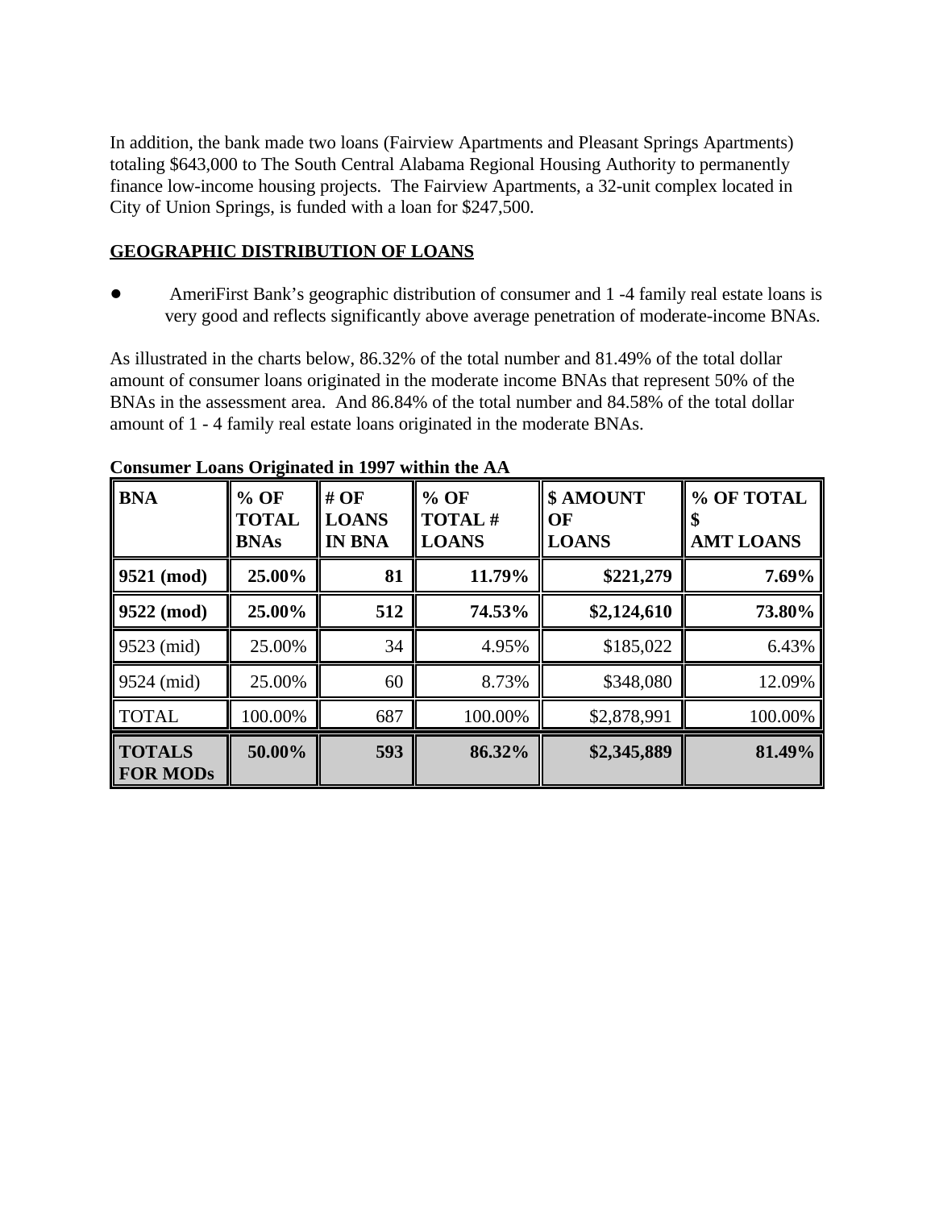In addition, the bank made two loans (Fairview Apartments and Pleasant Springs Apartments) totaling $643,000 to The South Central Alabama Regional Housing Authority to permanently finance low-income housing projects. The Fairview Apartments, a 32-unit complex located in City of Union Springs, is funded with a loan for $247,500.

## GEOGRAPHIC DISTRIBUTION OF LOANS

- AmeriFirst Bank's geographic distribution of consumer and 1 -4 family real estate loans is very good and reflects significantly above average penetration of moderate-income BNAs.

As illustrated in the charts below, 86.32% of the total number and 81.49% of the total dollar amount of consumer loans originated in the moderate income BNAs that represent 50% of the BNAs in the assessment area. And 86.84% of the total number and 84.58% of the total dollar amount of 1 - 4 family real estate loans originated in the moderate BNAs.

**Consumer Loans Originated in 1997 within the AA**

| BNA | % OF TOTAL BNAs | # OF LOANS IN BNA | % OF TOTAL # LOANS | $ AMOUNT OF LOANS | % OF TOTAL $ AMT LOANS |
|---|---|---|---|---|---|
| **9521 (mod)** | **25.00%** | **81** | **11.79%** | **$221,279** | **7.69%** |
| **9522 (mod)** | **25.00%** | **512** | **74.53%** | **$2,124,610** | **73.80%** |
| 9523 (mid) | 25.00% | 34 | 4.95% | $185,022 | 6.43% |
| 9524 (mid) | 25.00% | 60 | 8.73% | $348,080 | 12.09% |
| TOTAL | 100.00% | 687 | 100.00% | $2,878,991 | 100.00% |
| **TOTALS FOR MODs** | **50.00%** | **593** | **86.32%** | **$2,345,889** | **81.49%** |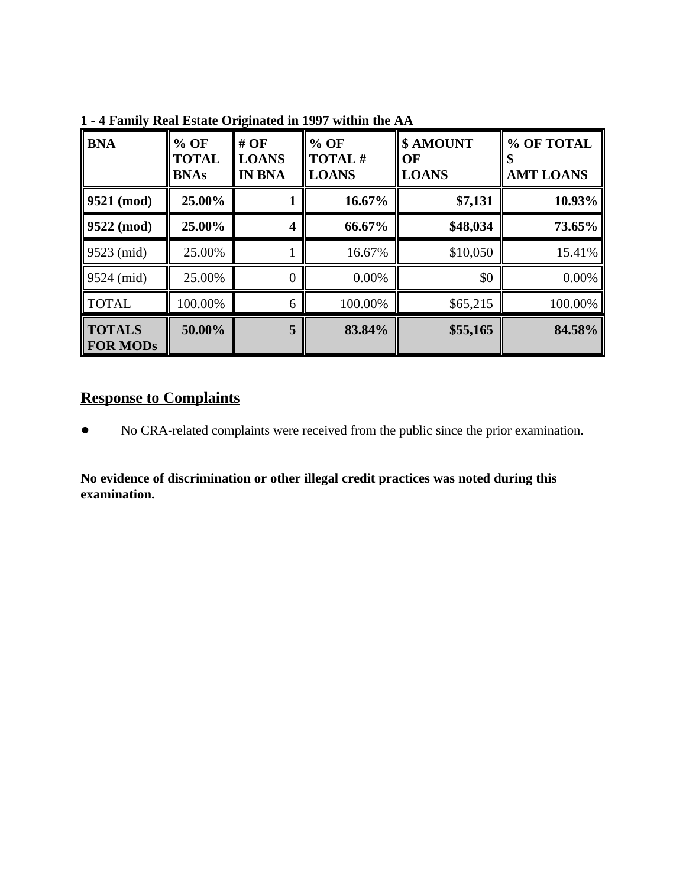**1 - 4 Family Real Estate Originated in 1997 within the AA**

| BNA | % OF TOTAL BNAs | # OF LOANS IN BNA | % OF TOTAL # LOANS | $ AMOUNT OF LOANS | % OF TOTAL $ AMT LOANS |
|---|---|---|---|---|---|
| **9521 (mod)** | **25.00%** | **1** | **16.67%** | **$7,131** | **10.93%** |
| **9522 (mod)** | **25.00%** | **4** | **66.67%** | **$48,034** | **73.65%** |
| 9523 (mid) | 25.00% | 1 | 16.67% | $10,050 | 15.41% |
| 9524 (mid) | 25.00% | 0 | 0.00% | $0 | 0.00% |
| TOTAL | 100.00% | 6 | 100.00% | $65,215 | 100.00% |
| **TOTALS FOR MODs** | **50.00%** | **5** | **83.84%** | **$55,165** | **84.58%** |

## Response to Complaints

- No CRA-related complaints were received from the public since the prior examination.

**No evidence of discrimination or other illegal credit practices was noted during this examination.**